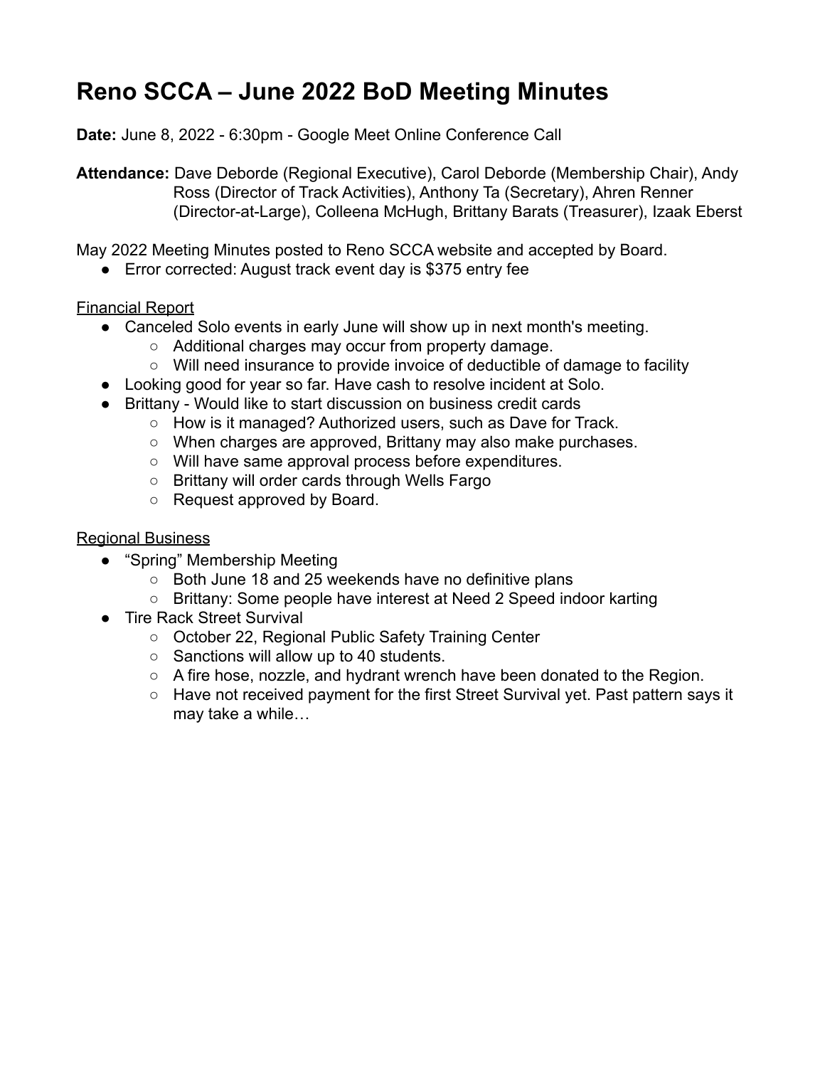# Reno SCCA – June 2022 BoD Meeting Minutes

**Date:** June 8, 2022 - 6:30pm - Google Meet Online Conference Call

**Attendance:** Dave Deborde (Regional Executive), Carol Deborde (Membership Chair), Andy Ross (Director of Track Activities), Anthony Ta (Secretary), Ahren Renner (Director-at-Large), Colleena McHugh, Brittany Barats (Treasurer), Izaak Eberst

May 2022 Meeting Minutes posted to Reno SCCA website and accepted by Board.

- Error corrected: August track event day is $375 entry fee

<u>Financial Report</u>

- Canceled Solo events in early June will show up in next month's meeting.
  - Additional charges may occur from property damage.
  - Will need insurance to provide invoice of deductible of damage to facility
- Looking good for year so far. Have cash to resolve incident at Solo.
- Brittany - Would like to start discussion on business credit cards
  - How is it managed? Authorized users, such as Dave for Track.
  - When charges are approved, Brittany may also make purchases.
  - Will have same approval process before expenditures.
  - Brittany will order cards through Wells Fargo
  - Request approved by Board.

<u>Regional Business</u>

- "Spring" Membership Meeting
  - Both June 18 and 25 weekends have no definitive plans
  - Brittany: Some people have interest at Need 2 Speed indoor karting
- Tire Rack Street Survival
  - October 22, Regional Public Safety Training Center
  - Sanctions will allow up to 40 students.
  - A fire hose, nozzle, and hydrant wrench have been donated to the Region.
  - Have not received payment for the first Street Survival yet. Past pattern says it may take a while…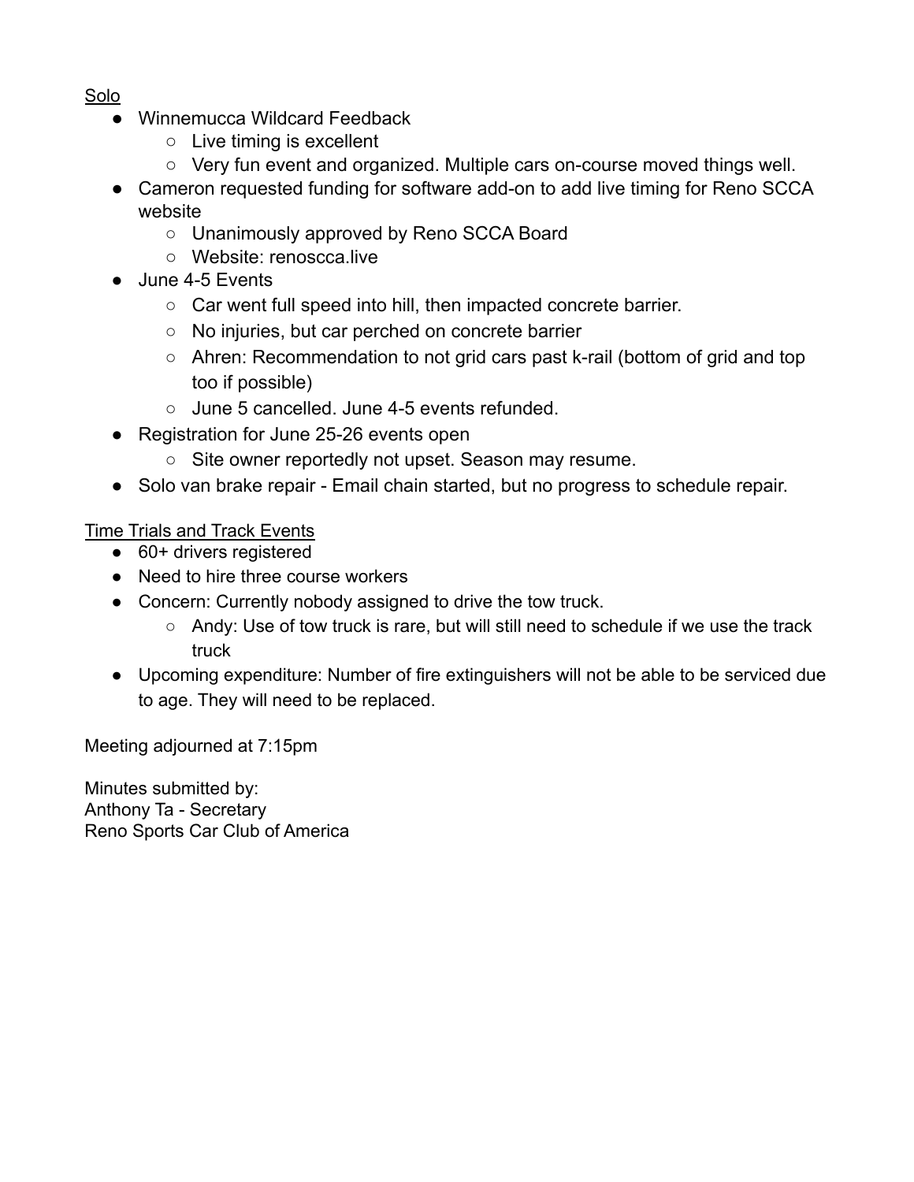<u>Solo</u>

- Winnemucca Wildcard Feedback
  - Live timing is excellent
  - Very fun event and organized. Multiple cars on-course moved things well.
- Cameron requested funding for software add-on to add live timing for Reno SCCA website
  - Unanimously approved by Reno SCCA Board
  - Website: renoscca.live
- June 4-5 Events
  - Car went full speed into hill, then impacted concrete barrier.
  - No injuries, but car perched on concrete barrier
  - Ahren: Recommendation to not grid cars past k-rail (bottom of grid and top too if possible)
  - June 5 cancelled. June 4-5 events refunded.
- Registration for June 25-26 events open
  - Site owner reportedly not upset. Season may resume.
- Solo van brake repair - Email chain started, but no progress to schedule repair.

<u>Time Trials and Track Events</u>

- 60+ drivers registered
- Need to hire three course workers
- Concern: Currently nobody assigned to drive the tow truck.
  - Andy: Use of tow truck is rare, but will still need to schedule if we use the track truck
- Upcoming expenditure: Number of fire extinguishers will not be able to be serviced due to age. They will need to be replaced.

Meeting adjourned at 7:15pm

Minutes submitted by:
Anthony Ta - Secretary
Reno Sports Car Club of America